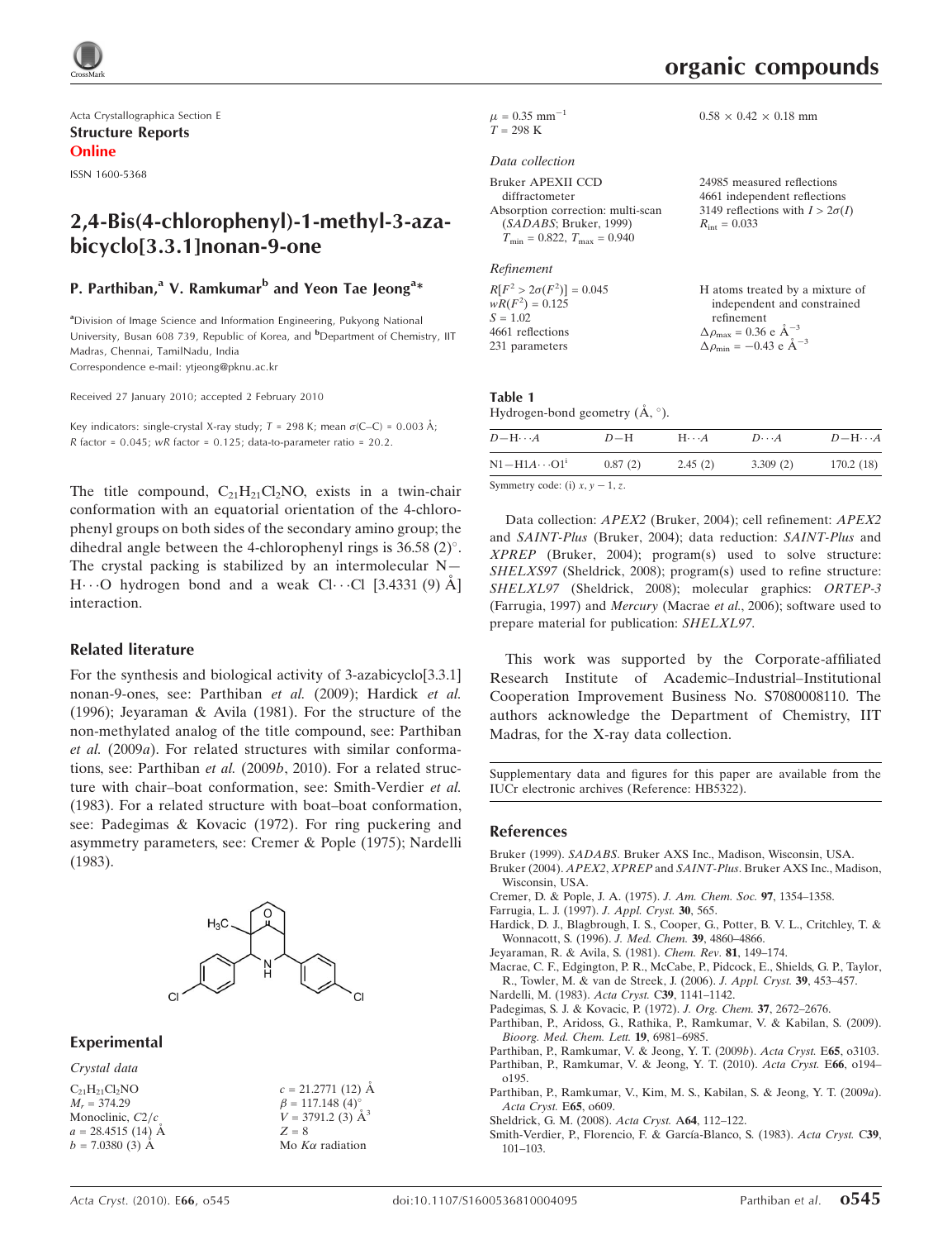Acta Crystallographica Section E

**Structure Reports Online**

ISSN 1600-5368

# 2,4-Bis(4-chlorophenyl)-1-methyl-3-azabicyclo[3.3.1]nonan-9-one

**P. Parthiban,[a] V. Ramkumar[b] and Yeon Tae Jeong[a]***

[a]Division of Image Science and Information Engineering, Pukyong National University, Busan 608 739, Republic of Korea, and [b]Department of Chemistry, IIT Madras, Chennai, TamilNadu, India

Correspondence e-mail: ytjeong@pknu.ac.kr

Received 27 January 2010; accepted 2 February 2010

Key indicators: single-crystal X-ray study; $T$ = 298 K; mean $\sigma$(C–C) = 0.003 Å; $R$ factor = 0.045; $wR$ factor = 0.125; data-to-parameter ratio = 20.2.

The title compound, $C_{21}H_{21}Cl_2NO$, exists in a twin-chair conformation with an equatorial orientation of the 4-chlorophenyl groups on both sides of the secondary amino group; the dihedral angle between the 4-chlorophenyl rings is 36.58 (2)°. The crystal packing is stabilized by an intermolecular N—H···O hydrogen bond and a weak Cl···Cl [3.4331 (9) Å] interaction.

## Related literature

For the synthesis and biological activity of 3-azabicyclo[3.3.1]nonan-9-ones, see: Parthiban *et al.* (2009); Hardick *et al.* (1996); Jeyaraman & Avila (1981). For the structure of the non-methylated analog of the title compound, see: Parthiban *et al.* (2009*a*). For related structures with similar conformations, see: Parthiban *et al.* (2009*b*, 2010). For a related structure with chair–boat conformation, see: Smith-Verdier *et al.* (1983). For a related structure with boat–boat conformation, see: Padegimas & Kovacic (1972). For ring puckering and asymmetry parameters, see: Cremer & Pople (1975); Nardelli (1983).

## Experimental

### Crystal data

$C_{21}H_{21}Cl_2NO$
$M_r$ = 374.29
Monoclinic, $C2/c$
$a$ = 28.4515 (14) Å
$b$ = 7.0380 (3) Å
$c$ = 21.2771 (12) Å
$\beta$ = 117.148 (4)°
$V$ = 3791.2 (3) Å$^3$
$Z$ = 8
Mo $K\alpha$ radiation
$\mu$ = 0.35 mm$^{-1}$
$T$ = 298 K
0.58 × 0.42 × 0.18 mm

### Data collection

Bruker APEXII CCD diffractometer
Absorption correction: multi-scan (*SADABS*; Bruker, 1999)
$T_{min}$ = 0.822, $T_{max}$ = 0.940
24985 measured reflections
4661 independent reflections
3149 reflections with $I > 2\sigma(I)$
$R_{int}$ = 0.033

### Refinement

$R[F^2 > 2\sigma(F^2)]$ = 0.045
$wR(F^2)$ = 0.125
$S$ = 1.02
4661 reflections
231 parameters
H atoms treated by a mixture of independent and constrained refinement
$\Delta\rho_{max}$ = 0.36 e Å$^{-3}$
$\Delta\rho_{min}$ = −0.43 e Å$^{-3}$

**Table 1**
Hydrogen-bond geometry (Å, °).

| $D$—H···$A$ | $D$—H | H···$A$ | $D$···$A$ | $D$—H···$A$ |
|---|---|---|---|---|
| N1—H1A···O1$^{i}$ | 0.87 (2) | 2.45 (2) | 3.309 (2) | 170.2 (18) |

Symmetry code: (i) $x, y-1, z$.

Data collection: *APEX2* (Bruker, 2004); cell refinement: *APEX2* and *SAINT-Plus* (Bruker, 2004); data reduction: *SAINT-Plus* and *XPREP* (Bruker, 2004); program(s) used to solve structure: *SHELXS97* (Sheldrick, 2008); program(s) used to refine structure: *SHELXL97* (Sheldrick, 2008); molecular graphics: *ORTEP-3* (Farrugia, 1997) and *Mercury* (Macrae *et al.*, 2006); software used to prepare material for publication: *SHELXL97*.

This work was supported by the Corporate-affiliated Research Institute of Academic–Industrial–Institutional Cooperation Improvement Business No. S7080008110. The authors acknowledge the Department of Chemistry, IIT Madras, for the X-ray data collection.

Supplementary data and figures for this paper are available from the IUCr electronic archives (Reference: HB5322).

## References

Bruker (1999). *SADABS*. Bruker AXS Inc., Madison, Wisconsin, USA.
Bruker (2004). *APEX2*, *XPREP* and *SAINT-Plus*. Bruker AXS Inc., Madison, Wisconsin, USA.
Cremer, D. & Pople, J. A. (1975). *J. Am. Chem. Soc.* **97**, 1354–1358.
Farrugia, L. J. (1997). *J. Appl. Cryst.* **30**, 565.
Hardick, D. J., Blagbrough, I. S., Cooper, G., Potter, B. V. L., Critchley, T. & Wonnacott, S. (1996). *J. Med. Chem.* **39**, 4860–4866.
Jeyaraman, R. & Avila, S. (1981). *Chem. Rev.* **81**, 149–174.
Macrae, C. F., Edgington, P. R., McCabe, P., Pidcock, E., Shields, G. P., Taylor, R., Towler, M. & van de Streek, J. (2006). *J. Appl. Cryst.* **39**, 453–457.
Nardelli, M. (1983). *Acta Cryst.* C**39**, 1141–1142.
Padegimas, S. J. & Kovacic, P. (1972). *J. Org. Chem.* **37**, 2672–2676.
Parthiban, P., Aridoss, G., Rathika, P., Ramkumar, V. & Kabilan, S. (2009). *Bioorg. Med. Chem. Lett.* **19**, 6981–6985.
Parthiban, P., Ramkumar, V. & Jeong, Y. T. (2009*b*). *Acta Cryst.* E**65**, o3103.
Parthiban, P., Ramkumar, V. & Jeong, Y. T. (2010). *Acta Cryst.* E**66**, o194–o195.
Parthiban, P., Ramkumar, V., Kim, M. S., Kabilan, S. & Jeong, Y. T. (2009*a*). *Acta Cryst.* E**65**, o609.
Sheldrick, G. M. (2008). *Acta Cryst.* A**64**, 112–122.
Smith-Verdier, P., Florencio, F. & García-Blanco, S. (1983). *Acta Cryst.* C**39**, 101–103.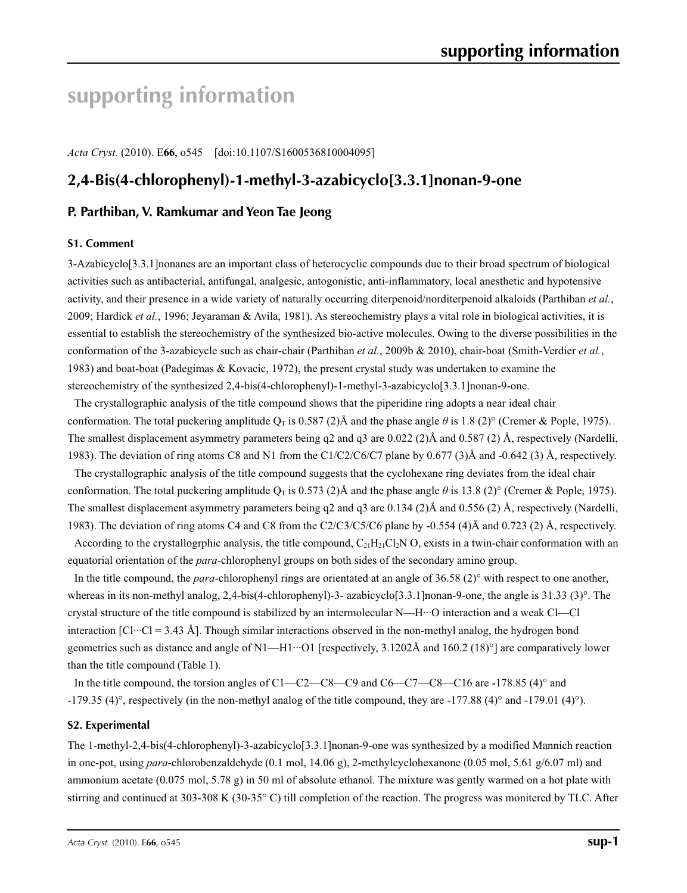# supporting information

*Acta Cryst.* (2010). E**66**, o545 [doi:10.1107/S1600536810004095]

## 2,4-Bis(4-chlorophenyl)-1-methyl-3-azabicyclo[3.3.1]nonan-9-one

### P. Parthiban, V. Ramkumar and Yeon Tae Jeong

#### S1. Comment

3-Azabicyclo[3.3.1]nonanes are an important class of heterocyclic compounds due to their broad spectrum of biological activities such as antibacterial, antifungal, analgesic, antogonistic, anti-inflammatory, local anesthetic and hypotensive activity, and their presence in a wide variety of naturally occurring diterpenoid/norditerpenoid alkaloids (Parthiban *et al.*, 2009; Hardick *et al.*, 1996; Jeyaraman & Avila, 1981). As stereochemistry plays a vital role in biological activities, it is essential to establish the stereochemistry of the synthesized bio-active molecules. Owing to the diverse possibilities in the conformation of the 3-azabicycle such as chair-chair (Parthiban *et al.*, 2009b & 2010), chair-boat (Smith-Verdier *et al.*, 1983) and boat-boat (Padegimas & Kovacic, 1972), the present crystal study was undertaken to examine the stereochemistry of the synthesized 2,4-bis(4-chlorophenyl)-1-methyl-3-azabicyclo[3.3.1]nonan-9-one.

The crystallographic analysis of the title compound shows that the piperidine ring adopts a near ideal chair conformation. The total puckering amplitude $Q_T$ is 0.587 (2)Å and the phase angle $\theta$ is 1.8 (2)° (Cremer & Pople, 1975). The smallest displacement asymmetry parameters being q2 and q3 are 0.022 (2)Å and 0.587 (2) Å, respectively (Nardelli, 1983). The deviation of ring atoms C8 and N1 from the C1/C2/C6/C7 plane by 0.677 (3)Å and -0.642 (3) Å, respectively.

The crystallographic analysis of the title compound suggests that the cyclohexane ring deviates from the ideal chair conformation. The total puckering amplitude $Q_T$ is 0.573 (2)Å and the phase angle $\theta$ is 13.8 (2)° (Cremer & Pople, 1975). The smallest displacement asymmetry parameters being q2 and q3 are 0.134 (2)Å and 0.556 (2) Å, respectively (Nardelli, 1983). The deviation of ring atoms C4 and C8 from the C2/C3/C5/C6 plane by -0.554 (4)Å and 0.723 (2) Å, respectively.

According to the crystallogrphic analysis, the title compound, $C_{21}H_{21}Cl_2N$ O, exists in a twin-chair conformation with an equatorial orientation of the *para*-chlorophenyl groups on both sides of the secondary amino group.

In the title compound, the *para*-chlorophenyl rings are orientated at an angle of 36.58 (2)° with respect to one another, whereas in its non-methyl analog, 2,4-bis(4-chlorophenyl)-3- azabicyclo[3.3.1]nonan-9-one, the angle is 31.33 (3)°. The crystal structure of the title compound is stabilized by an intermolecular N—H···O interaction and a weak Cl—Cl interaction [Cl···Cl = 3.43 Å]. Though similar interactions observed in the non-methyl analog, the hydrogen bond geometries such as distance and angle of N1—H1···O1 [respectively, 3.1202Å and 160.2 (18)°] are comparatively lower than the title compound (Table 1).

In the title compound, the torsion angles of C1—C2—C8—C9 and C6—C7—C8—C16 are -178.85 (4)° and -179.35 (4)°, respectively (in the non-methyl analog of the title compound, they are -177.88 (4)° and -179.01 (4)°).

#### S2. Experimental

The 1-methyl-2,4-bis(4-chlorophenyl)-3-azabicyclo[3.3.1]nonan-9-one was synthesized by a modified Mannich reaction in one-pot, using *para*-chlorobenzaldehyde (0.1 mol, 14.06 g), 2-methylcyclohexanone (0.05 mol, 5.61 g/6.07 ml) and ammonium acetate (0.075 mol, 5.78 g) in 50 ml of absolute ethanol. The mixture was gently warmed on a hot plate with stirring and continued at 303-308 K (30-35° C) till completion of the reaction. The progress was monitered by TLC. After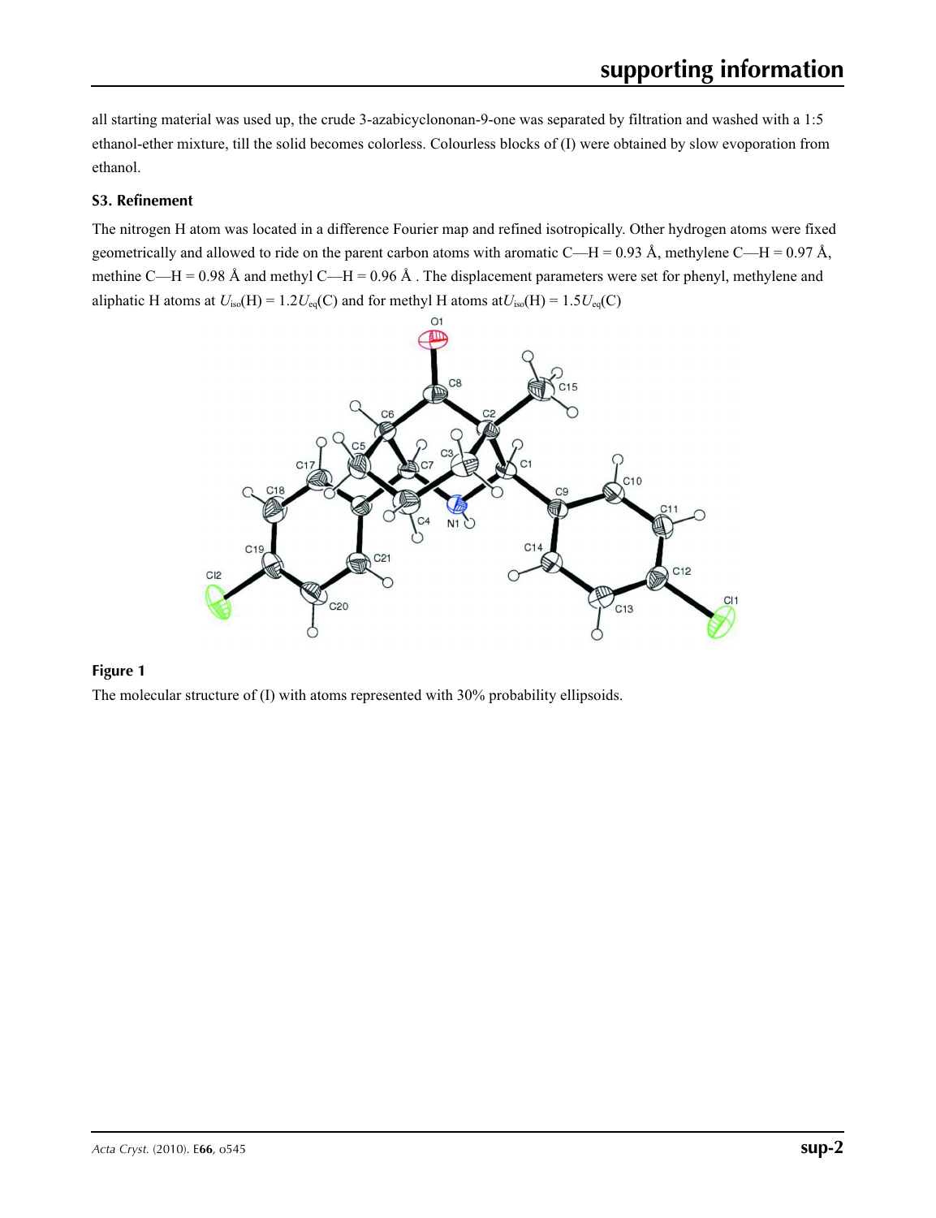all starting material was used up, the crude 3-azabicyclononan-9-one was separated by filtration and washed with a 1:5 ethanol-ether mixture, till the solid becomes colorless. Colourless blocks of (I) were obtained by slow evoporation from ethanol.

### S3. Refinement

The nitrogen H atom was located in a difference Fourier map and refined isotropically. Other hydrogen atoms were fixed geometrically and allowed to ride on the parent carbon atoms with aromatic C—H = 0.93 Å, methylene C—H = 0.97 Å, methine C—H = 0.98 Å and methyl C—H = 0.96 Å . The displacement parameters were set for phenyl, methylene and aliphatic H atoms at $U_{iso}(H) = 1.2U_{eq}(C)$ and for methyl H atoms at$U_{iso}(H) = 1.5U_{eq}(C)$

**Figure 1**

The molecular structure of (I) with atoms represented with 30% probability ellipsoids.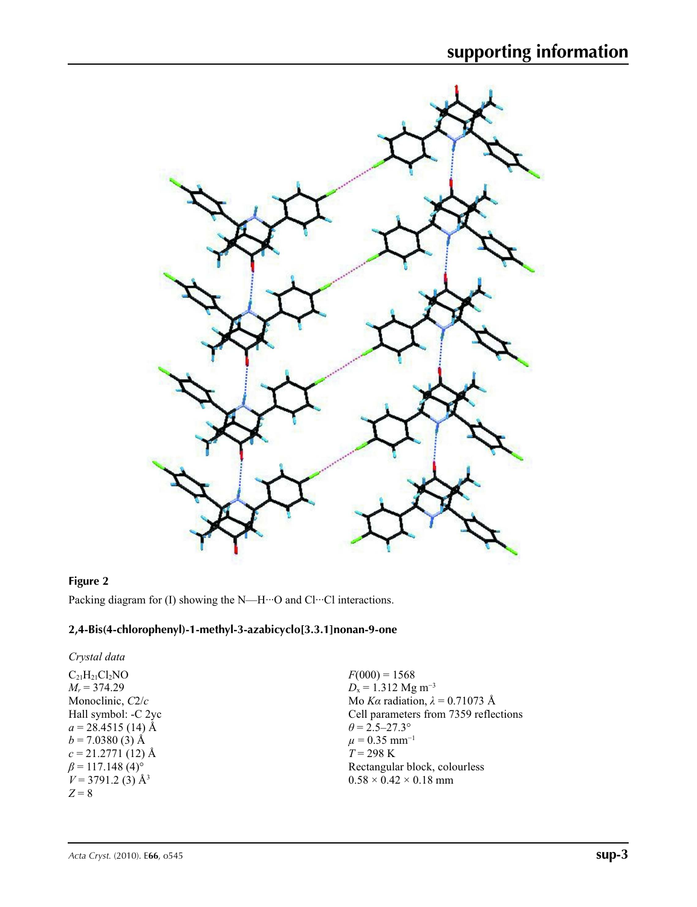**Figure 2**

Packing diagram for (I) showing the N—H···O and Cl···Cl interactions.

## 2,4-Bis(4-chlorophenyl)-1-methyl-3-azabicyclo[3.3.1]nonan-9-one

### *Crystal data*

$C_{21}H_{21}Cl_2NO$
$M_r$ = 374.29
Monoclinic, $C2/c$
Hall symbol: -C 2yc
$a$ = 28.4515 (14) Å
$b$ = 7.0380 (3) Å
$c$ = 21.2771 (12) Å
$\beta$ = 117.148 (4)°
$V$ = 3791.2 (3) Å$^3$
$Z$ = 8

$F$(000) = 1568
$D_x$ = 1.312 Mg m$^{-3}$
Mo $K\alpha$ radiation, $\lambda$ = 0.71073 Å
Cell parameters from 7359 reflections
$\theta$ = 2.5–27.3°
$\mu$ = 0.35 mm$^{-1}$
$T$ = 298 K
Rectangular block, colourless
0.58 × 0.42 × 0.18 mm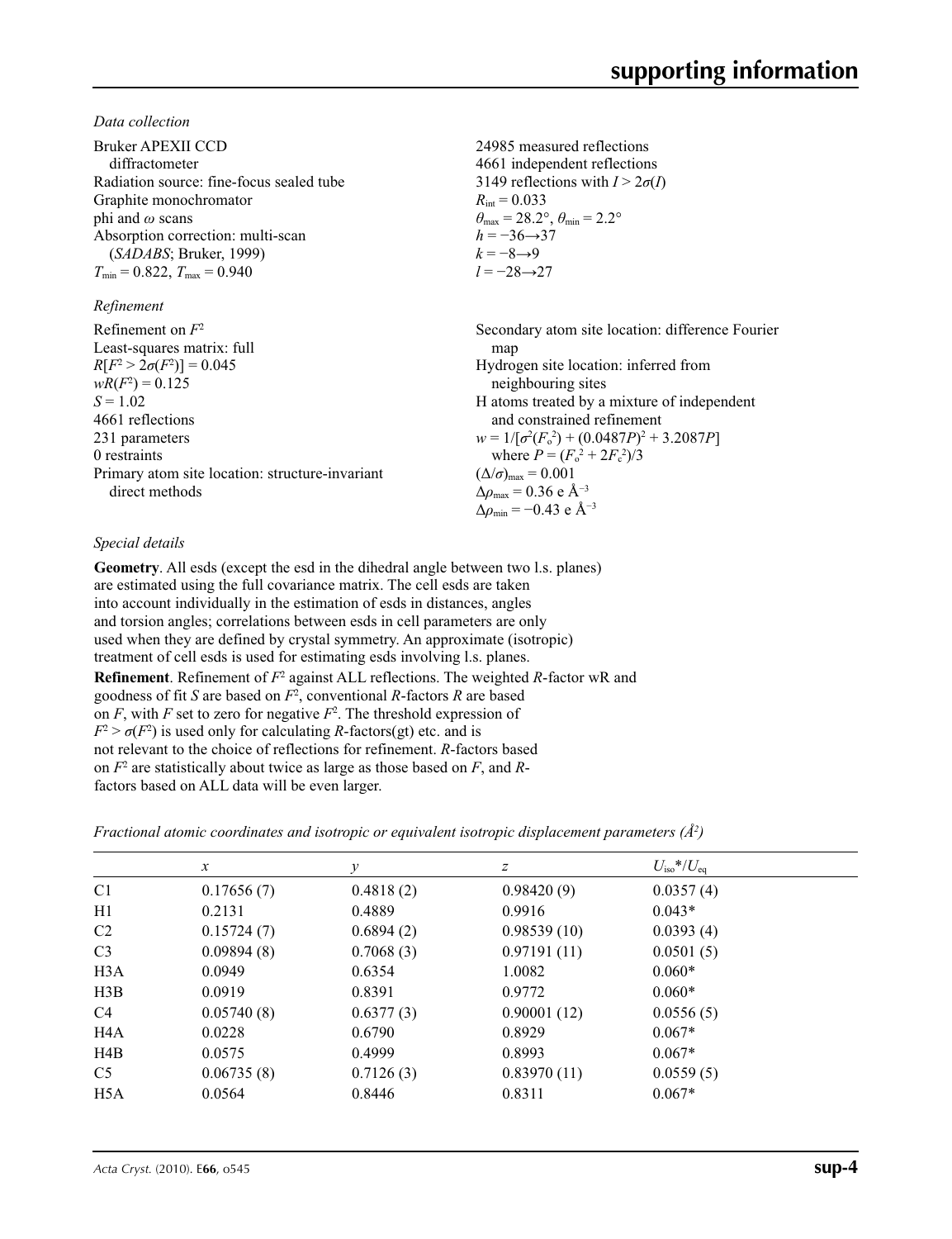*Data collection*

Bruker APEXII CCD diffractometer
Radiation source: fine-focus sealed tube
Graphite monochromator
phi and $\omega$ scans
Absorption correction: multi-scan (*SADABS*; Bruker, 1999)
$T_{min} = 0.822$, $T_{max} = 0.940$

24985 measured reflections
4661 independent reflections
3149 reflections with $I > 2\sigma(I)$
$R_{int} = 0.033$
$\theta_{max} = 28.2°$, $\theta_{min} = 2.2°$
$h = -36 \rightarrow 37$
$k = -8 \rightarrow 9$
$l = -28 \rightarrow 27$

*Refinement*

Refinement on $F^2$
Least-squares matrix: full
$R[F^2 > 2\sigma(F^2)] = 0.045$
$wR(F^2) = 0.125$
$S = 1.02$
4661 reflections
231 parameters
0 restraints
Primary atom site location: structure-invariant direct methods

Secondary atom site location: difference Fourier map
Hydrogen site location: inferred from neighbouring sites
H atoms treated by a mixture of independent and constrained refinement
$w = 1/[\sigma^2(F_o^2) + (0.0487P)^2 + 3.2087P]$ where $P = (F_o^2 + 2F_c^2)/3$
$(\Delta/\sigma)_{max} = 0.001$
$\Delta\rho_{max} = 0.36$ e Å$^{-3}$
$\Delta\rho_{min} = -0.43$ e Å$^{-3}$

*Special details*

**Geometry**. All esds (except the esd in the dihedral angle between two l.s. planes) are estimated using the full covariance matrix. The cell esds are taken into account individually in the estimation of esds in distances, angles and torsion angles; correlations between esds in cell parameters are only used when they are defined by crystal symmetry. An approximate (isotropic) treatment of cell esds is used for estimating esds involving l.s. planes.

**Refinement**. Refinement of $F^2$ against ALL reflections. The weighted *R*-factor wR and goodness of fit *S* are based on $F^2$, conventional *R*-factors *R* are based on *F*, with *F* set to zero for negative $F^2$. The threshold expression of $F^2 > \sigma(F^2)$ is used only for calculating *R*-factors(gt) etc. and is not relevant to the choice of reflections for refinement. *R*-factors based on $F^2$ are statistically about twice as large as those based on *F*, and *R*-factors based on ALL data will be even larger.

*Fractional atomic coordinates and isotropic or equivalent isotropic displacement parameters (Å$^2$)*

| | *x* | *y* | *z* | $U_{iso}$*/$U_{eq}$ |
|---|---|---|---|---|
| C1 | 0.17656 (7) | 0.4818 (2) | 0.98420 (9) | 0.0357 (4) |
| H1 | 0.2131 | 0.4889 | 0.9916 | 0.043* |
| C2 | 0.15724 (7) | 0.6894 (2) | 0.98539 (10) | 0.0393 (4) |
| C3 | 0.09894 (8) | 0.7068 (3) | 0.97191 (11) | 0.0501 (5) |
| H3A | 0.0949 | 0.6354 | 1.0082 | 0.060* |
| H3B | 0.0919 | 0.8391 | 0.9772 | 0.060* |
| C4 | 0.05740 (8) | 0.6377 (3) | 0.90001 (12) | 0.0556 (5) |
| H4A | 0.0228 | 0.6790 | 0.8929 | 0.067* |
| H4B | 0.0575 | 0.4999 | 0.8993 | 0.067* |
| C5 | 0.06735 (8) | 0.7126 (3) | 0.83970 (11) | 0.0559 (5) |
| H5A | 0.0564 | 0.8446 | 0.8311 | 0.067* |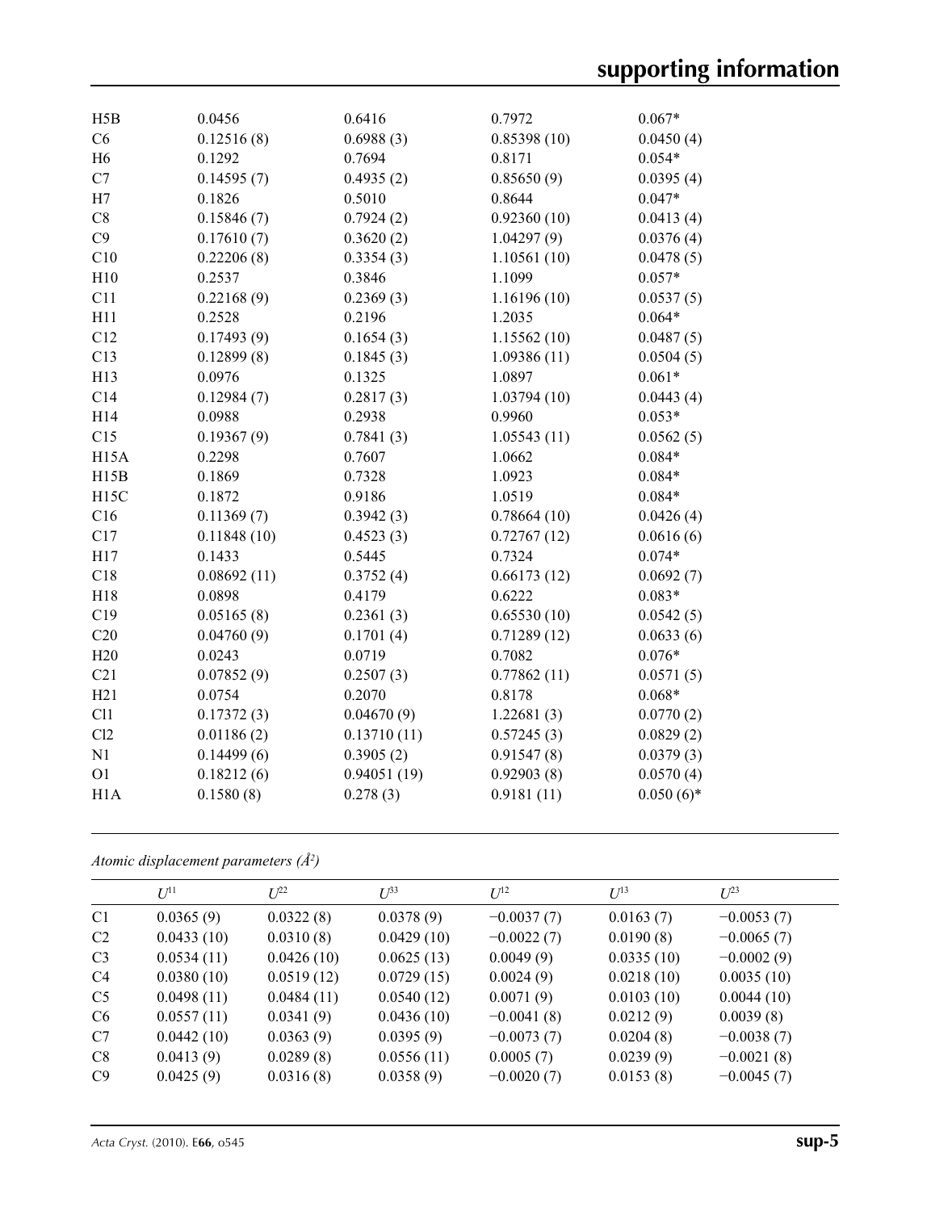| | | | | |
|---|---|---|---|---|
| H5B | 0.0456 | 0.6416 | 0.7972 | 0.067* |
| C6 | 0.12516 (8) | 0.6988 (3) | 0.85398 (10) | 0.0450 (4) |
| H6 | 0.1292 | 0.7694 | 0.8171 | 0.054* |
| C7 | 0.14595 (7) | 0.4935 (2) | 0.85650 (9) | 0.0395 (4) |
| H7 | 0.1826 | 0.5010 | 0.8644 | 0.047* |
| C8 | 0.15846 (7) | 0.7924 (2) | 0.92360 (10) | 0.0413 (4) |
| C9 | 0.17610 (7) | 0.3620 (2) | 1.04297 (9) | 0.0376 (4) |
| C10 | 0.22206 (8) | 0.3354 (3) | 1.10561 (10) | 0.0478 (5) |
| H10 | 0.2537 | 0.3846 | 1.1099 | 0.057* |
| C11 | 0.22168 (9) | 0.2369 (3) | 1.16196 (10) | 0.0537 (5) |
| H11 | 0.2528 | 0.2196 | 1.2035 | 0.064* |
| C12 | 0.17493 (9) | 0.1654 (3) | 1.15562 (10) | 0.0487 (5) |
| C13 | 0.12899 (8) | 0.1845 (3) | 1.09386 (11) | 0.0504 (5) |
| H13 | 0.0976 | 0.1325 | 1.0897 | 0.061* |
| C14 | 0.12984 (7) | 0.2817 (3) | 1.03794 (10) | 0.0443 (4) |
| H14 | 0.0988 | 0.2938 | 0.9960 | 0.053* |
| C15 | 0.19367 (9) | 0.7841 (3) | 1.05543 (11) | 0.0562 (5) |
| H15A | 0.2298 | 0.7607 | 1.0662 | 0.084* |
| H15B | 0.1869 | 0.7328 | 1.0923 | 0.084* |
| H15C | 0.1872 | 0.9186 | 1.0519 | 0.084* |
| C16 | 0.11369 (7) | 0.3942 (3) | 0.78664 (10) | 0.0426 (4) |
| C17 | 0.11848 (10) | 0.4523 (3) | 0.72767 (12) | 0.0616 (6) |
| H17 | 0.1433 | 0.5445 | 0.7324 | 0.074* |
| C18 | 0.08692 (11) | 0.3752 (4) | 0.66173 (12) | 0.0692 (7) |
| H18 | 0.0898 | 0.4179 | 0.6222 | 0.083* |
| C19 | 0.05165 (8) | 0.2361 (3) | 0.65530 (10) | 0.0542 (5) |
| C20 | 0.04760 (9) | 0.1701 (4) | 0.71289 (12) | 0.0633 (6) |
| H20 | 0.0243 | 0.0719 | 0.7082 | 0.076* |
| C21 | 0.07852 (9) | 0.2507 (3) | 0.77862 (11) | 0.0571 (5) |
| H21 | 0.0754 | 0.2070 | 0.8178 | 0.068* |
| Cl1 | 0.17372 (3) | 0.04670 (9) | 1.22681 (3) | 0.0770 (2) |
| Cl2 | 0.01186 (2) | 0.13710 (11) | 0.57245 (3) | 0.0829 (2) |
| N1 | 0.14499 (6) | 0.3905 (2) | 0.91547 (8) | 0.0379 (3) |
| O1 | 0.18212 (6) | 0.94051 (19) | 0.92903 (8) | 0.0570 (4) |
| H1A | 0.1580 (8) | 0.278 (3) | 0.9181 (11) | 0.050 (6)* |

*Atomic displacement parameters (Å²)*

| | $U^{11}$ | $U^{22}$ | $U^{33}$ | $U^{12}$ | $U^{13}$ | $U^{23}$ |
|---|---|---|---|---|---|---|
| C1 | 0.0365 (9) | 0.0322 (8) | 0.0378 (9) | −0.0037 (7) | 0.0163 (7) | −0.0053 (7) |
| C2 | 0.0433 (10) | 0.0310 (8) | 0.0429 (10) | −0.0022 (7) | 0.0190 (8) | −0.0065 (7) |
| C3 | 0.0534 (11) | 0.0426 (10) | 0.0625 (13) | 0.0049 (9) | 0.0335 (10) | −0.0002 (9) |
| C4 | 0.0380 (10) | 0.0519 (12) | 0.0729 (15) | 0.0024 (9) | 0.0218 (10) | 0.0035 (10) |
| C5 | 0.0498 (11) | 0.0484 (11) | 0.0540 (12) | 0.0071 (9) | 0.0103 (10) | 0.0044 (10) |
| C6 | 0.0557 (11) | 0.0341 (9) | 0.0436 (10) | −0.0041 (8) | 0.0212 (9) | 0.0039 (8) |
| C7 | 0.0442 (10) | 0.0363 (9) | 0.0395 (9) | −0.0073 (7) | 0.0204 (8) | −0.0038 (7) |
| C8 | 0.0413 (9) | 0.0289 (8) | 0.0556 (11) | 0.0005 (7) | 0.0239 (9) | −0.0021 (8) |
| C9 | 0.0425 (9) | 0.0316 (8) | 0.0358 (9) | −0.0020 (7) | 0.0153 (8) | −0.0045 (7) |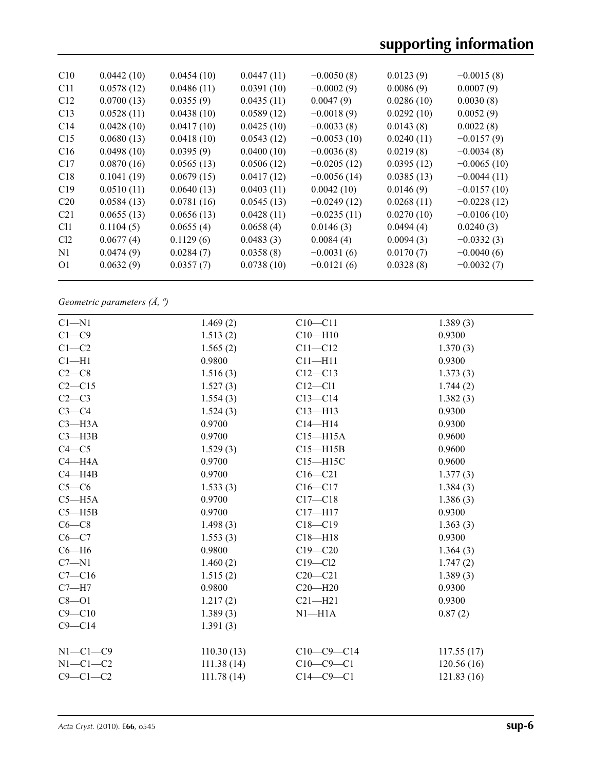| | | | | | | |
|---|---|---|---|---|---|---|
| C10 | 0.0442 (10) | 0.0454 (10) | 0.0447 (11) | −0.0050 (8) | 0.0123 (9) | −0.0015 (8) |
| C11 | 0.0578 (12) | 0.0486 (11) | 0.0391 (10) | −0.0002 (9) | 0.0086 (9) | 0.0007 (9) |
| C12 | 0.0700 (13) | 0.0355 (9) | 0.0435 (11) | 0.0047 (9) | 0.0286 (10) | 0.0030 (8) |
| C13 | 0.0528 (11) | 0.0438 (10) | 0.0589 (12) | −0.0018 (9) | 0.0292 (10) | 0.0052 (9) |
| C14 | 0.0428 (10) | 0.0417 (10) | 0.0425 (10) | −0.0033 (8) | 0.0143 (8) | 0.0022 (8) |
| C15 | 0.0680 (13) | 0.0418 (10) | 0.0543 (12) | −0.0053 (10) | 0.0240 (11) | −0.0157 (9) |
| C16 | 0.0498 (10) | 0.0395 (9) | 0.0400 (10) | −0.0036 (8) | 0.0219 (8) | −0.0034 (8) |
| C17 | 0.0870 (16) | 0.0565 (13) | 0.0506 (12) | −0.0205 (12) | 0.0395 (12) | −0.0065 (10) |
| C18 | 0.1041 (19) | 0.0679 (15) | 0.0417 (12) | −0.0056 (14) | 0.0385 (13) | −0.0044 (11) |
| C19 | 0.0510 (11) | 0.0640 (13) | 0.0403 (11) | 0.0042 (10) | 0.0146 (9) | −0.0157 (10) |
| C20 | 0.0584 (13) | 0.0781 (16) | 0.0545 (13) | −0.0249 (12) | 0.0268 (11) | −0.0228 (12) |
| C21 | 0.0655 (13) | 0.0656 (13) | 0.0428 (11) | −0.0235 (11) | 0.0270 (10) | −0.0106 (10) |
| Cl1 | 0.1104 (5) | 0.0655 (4) | 0.0658 (4) | 0.0146 (3) | 0.0494 (4) | 0.0240 (3) |
| Cl2 | 0.0677 (4) | 0.1129 (6) | 0.0483 (3) | 0.0084 (4) | 0.0094 (3) | −0.0332 (3) |
| N1 | 0.0474 (9) | 0.0284 (7) | 0.0358 (8) | −0.0031 (6) | 0.0170 (7) | −0.0040 (6) |
| O1 | 0.0632 (9) | 0.0357 (7) | 0.0738 (10) | −0.0121 (6) | 0.0328 (8) | −0.0032 (7) |

*Geometric parameters (Å, º)*

| | | | |
|---|---|---|---|
| C1—N1 | 1.469 (2) | C10—C11 | 1.389 (3) |
| C1—C9 | 1.513 (2) | C10—H10 | 0.9300 |
| C1—C2 | 1.565 (2) | C11—C12 | 1.370 (3) |
| C1—H1 | 0.9800 | C11—H11 | 0.9300 |
| C2—C8 | 1.516 (3) | C12—C13 | 1.373 (3) |
| C2—C15 | 1.527 (3) | C12—Cl1 | 1.744 (2) |
| C2—C3 | 1.554 (3) | C13—C14 | 1.382 (3) |
| C3—C4 | 1.524 (3) | C13—H13 | 0.9300 |
| C3—H3A | 0.9700 | C14—H14 | 0.9300 |
| C3—H3B | 0.9700 | C15—H15A | 0.9600 |
| C4—C5 | 1.529 (3) | C15—H15B | 0.9600 |
| C4—H4A | 0.9700 | C15—H15C | 0.9600 |
| C4—H4B | 0.9700 | C16—C21 | 1.377 (3) |
| C5—C6 | 1.533 (3) | C16—C17 | 1.384 (3) |
| C5—H5A | 0.9700 | C17—C18 | 1.386 (3) |
| C5—H5B | 0.9700 | C17—H17 | 0.9300 |
| C6—C8 | 1.498 (3) | C18—C19 | 1.363 (3) |
| C6—C7 | 1.553 (3) | C18—H18 | 0.9300 |
| C6—H6 | 0.9800 | C19—C20 | 1.364 (3) |
| C7—N1 | 1.460 (2) | C19—Cl2 | 1.747 (2) |
| C7—C16 | 1.515 (2) | C20—C21 | 1.389 (3) |
| C7—H7 | 0.9800 | C20—H20 | 0.9300 |
| C8—O1 | 1.217 (2) | C21—H21 | 0.9300 |
| C9—C10 | 1.389 (3) | N1—H1A | 0.87 (2) |
| C9—C14 | 1.391 (3) | | |
| | | | |
| N1—C1—C9 | 110.30 (13) | C10—C9—C14 | 117.55 (17) |
| N1—C1—C2 | 111.38 (14) | C10—C9—C1 | 120.56 (16) |
| C9—C1—C2 | 111.78 (14) | C14—C9—C1 | 121.83 (16) |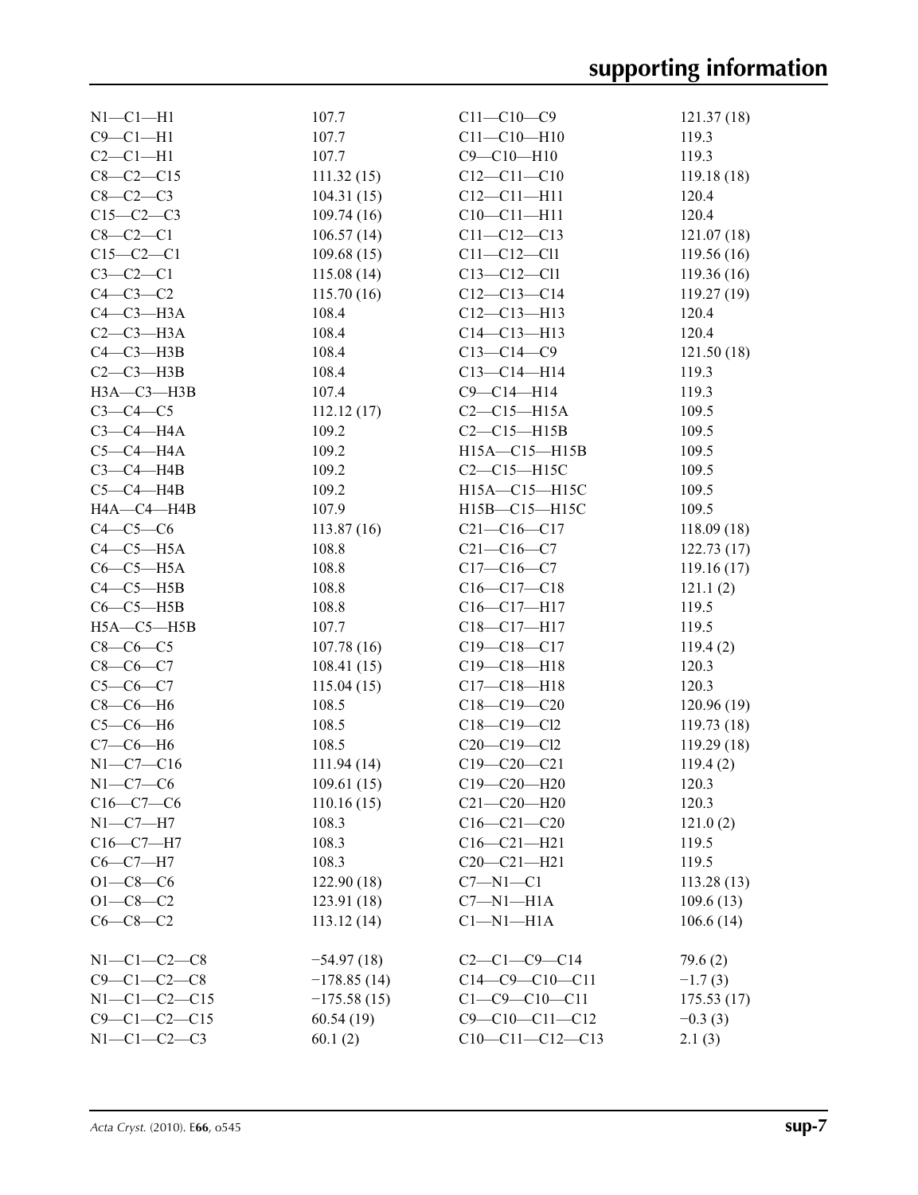| | | | |
|---|---|---|---|
| N1—C1—H1 | 107.7 | C11—C10—C9 | 121.37 (18) |
| C9—C1—H1 | 107.7 | C11—C10—H10 | 119.3 |
| C2—C1—H1 | 107.7 | C9—C10—H10 | 119.3 |
| C8—C2—C15 | 111.32 (15) | C12—C11—C10 | 119.18 (18) |
| C8—C2—C3 | 104.31 (15) | C12—C11—H11 | 120.4 |
| C15—C2—C3 | 109.74 (16) | C10—C11—H11 | 120.4 |
| C8—C2—C1 | 106.57 (14) | C11—C12—C13 | 121.07 (18) |
| C15—C2—C1 | 109.68 (15) | C11—C12—Cl1 | 119.56 (16) |
| C3—C2—C1 | 115.08 (14) | C13—C12—Cl1 | 119.36 (16) |
| C4—C3—C2 | 115.70 (16) | C12—C13—C14 | 119.27 (19) |
| C4—C3—H3A | 108.4 | C12—C13—H13 | 120.4 |
| C2—C3—H3A | 108.4 | C14—C13—H13 | 120.4 |
| C4—C3—H3B | 108.4 | C13—C14—C9 | 121.50 (18) |
| C2—C3—H3B | 108.4 | C13—C14—H14 | 119.3 |
| H3A—C3—H3B | 107.4 | C9—C14—H14 | 119.3 |
| C3—C4—C5 | 112.12 (17) | C2—C15—H15A | 109.5 |
| C3—C4—H4A | 109.2 | C2—C15—H15B | 109.5 |
| C5—C4—H4A | 109.2 | H15A—C15—H15B | 109.5 |
| C3—C4—H4B | 109.2 | C2—C15—H15C | 109.5 |
| C5—C4—H4B | 109.2 | H15A—C15—H15C | 109.5 |
| H4A—C4—H4B | 107.9 | H15B—C15—H15C | 109.5 |
| C4—C5—C6 | 113.87 (16) | C21—C16—C17 | 118.09 (18) |
| C4—C5—H5A | 108.8 | C21—C16—C7 | 122.73 (17) |
| C6—C5—H5A | 108.8 | C17—C16—C7 | 119.16 (17) |
| C4—C5—H5B | 108.8 | C16—C17—C18 | 121.1 (2) |
| C6—C5—H5B | 108.8 | C16—C17—H17 | 119.5 |
| H5A—C5—H5B | 107.7 | C18—C17—H17 | 119.5 |
| C8—C6—C5 | 107.78 (16) | C19—C18—C17 | 119.4 (2) |
| C8—C6—C7 | 108.41 (15) | C19—C18—H18 | 120.3 |
| C5—C6—C7 | 115.04 (15) | C17—C18—H18 | 120.3 |
| C8—C6—H6 | 108.5 | C18—C19—C20 | 120.96 (19) |
| C5—C6—H6 | 108.5 | C18—C19—Cl2 | 119.73 (18) |
| C7—C6—H6 | 108.5 | C20—C19—Cl2 | 119.29 (18) |
| N1—C7—C16 | 111.94 (14) | C19—C20—C21 | 119.4 (2) |
| N1—C7—C6 | 109.61 (15) | C19—C20—H20 | 120.3 |
| C16—C7—C6 | 110.16 (15) | C21—C20—H20 | 120.3 |
| N1—C7—H7 | 108.3 | C16—C21—C20 | 121.0 (2) |
| C16—C7—H7 | 108.3 | C16—C21—H21 | 119.5 |
| C6—C7—H7 | 108.3 | C20—C21—H21 | 119.5 |
| O1—C8—C6 | 122.90 (18) | C7—N1—C1 | 113.28 (13) |
| O1—C8—C2 | 123.91 (18) | C7—N1—H1A | 109.6 (13) |
| C6—C8—C2 | 113.12 (14) | C1—N1—H1A | 106.6 (14) |
| | | | |
| N1—C1—C2—C8 | −54.97 (18) | C2—C1—C9—C14 | 79.6 (2) |
| C9—C1—C2—C8 | −178.85 (14) | C14—C9—C10—C11 | −1.7 (3) |
| N1—C1—C2—C15 | −175.58 (15) | C1—C9—C10—C11 | 175.53 (17) |
| C9—C1—C2—C15 | 60.54 (19) | C9—C10—C11—C12 | −0.3 (3) |
| N1—C1—C2—C3 | 60.1 (2) | C10—C11—C12—C13 | 2.1 (3) |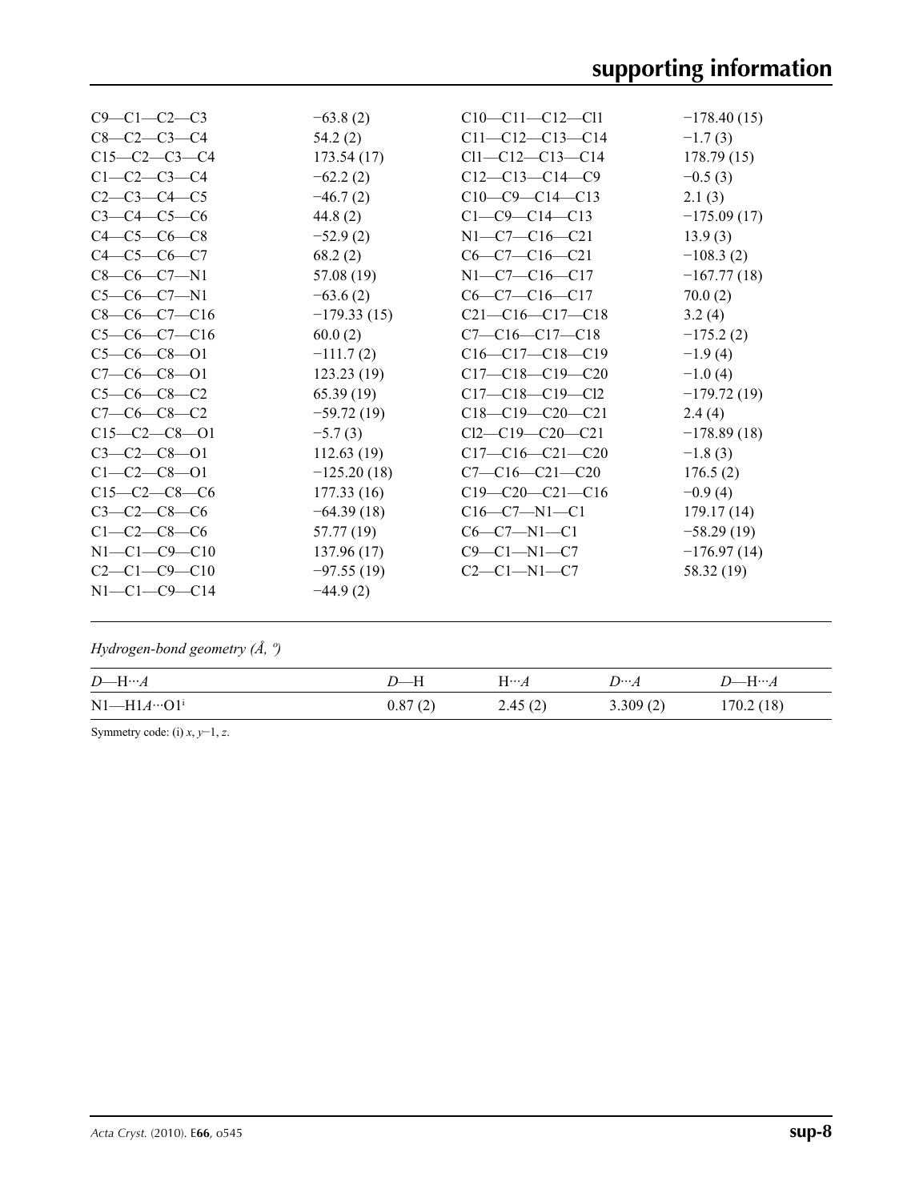| | | | |
|---|---|---|---|
| C9—C1—C2—C3 | −63.8 (2) | C10—C11—C12—Cl1 | −178.40 (15) |
| C8—C2—C3—C4 | 54.2 (2) | C11—C12—C13—C14 | −1.7 (3) |
| C15—C2—C3—C4 | 173.54 (17) | Cl1—C12—C13—C14 | 178.79 (15) |
| C1—C2—C3—C4 | −62.2 (2) | C12—C13—C14—C9 | −0.5 (3) |
| C2—C3—C4—C5 | −46.7 (2) | C10—C9—C14—C13 | 2.1 (3) |
| C3—C4—C5—C6 | 44.8 (2) | C1—C9—C14—C13 | −175.09 (17) |
| C4—C5—C6—C8 | −52.9 (2) | N1—C7—C16—C21 | 13.9 (3) |
| C4—C5—C6—C7 | 68.2 (2) | C6—C7—C16—C21 | −108.3 (2) |
| C8—C6—C7—N1 | 57.08 (19) | N1—C7—C16—C17 | −167.77 (18) |
| C5—C6—C7—N1 | −63.6 (2) | C6—C7—C16—C17 | 70.0 (2) |
| C8—C6—C7—C16 | −179.33 (15) | C21—C16—C17—C18 | 3.2 (4) |
| C5—C6—C7—C16 | 60.0 (2) | C7—C16—C17—C18 | −175.2 (2) |
| C5—C6—C8—O1 | −111.7 (2) | C16—C17—C18—C19 | −1.9 (4) |
| C7—C6—C8—O1 | 123.23 (19) | C17—C18—C19—C20 | −1.0 (4) |
| C5—C6—C8—C2 | 65.39 (19) | C17—C18—C19—Cl2 | −179.72 (19) |
| C7—C6—C8—C2 | −59.72 (19) | C18—C19—C20—C21 | 2.4 (4) |
| C15—C2—C8—O1 | −5.7 (3) | Cl2—C19—C20—C21 | −178.89 (18) |
| C3—C2—C8—O1 | 112.63 (19) | C17—C16—C21—C20 | −1.8 (3) |
| C1—C2—C8—O1 | −125.20 (18) | C7—C16—C21—C20 | 176.5 (2) |
| C15—C2—C8—C6 | 177.33 (16) | C19—C20—C21—C16 | −0.9 (4) |
| C3—C2—C8—C6 | −64.39 (18) | C16—C7—N1—C1 | 179.17 (14) |
| C1—C2—C8—C6 | 57.77 (19) | C6—C7—N1—C1 | −58.29 (19) |
| N1—C1—C9—C10 | 137.96 (17) | C9—C1—N1—C7 | −176.97 (14) |
| C2—C1—C9—C10 | −97.55 (19) | C2—C1—N1—C7 | 58.32 (19) |
| N1—C1—C9—C14 | −44.9 (2) | | |

*Hydrogen-bond geometry (Å, º)*

| *D*—H···*A* | *D*—H | H···*A* | *D*···*A* | *D*—H···*A* |
|---|---|---|---|---|
| N1—H1*A*···O1[i] | 0.87 (2) | 2.45 (2) | 3.309 (2) | 170.2 (18) |

Symmetry code: (i) *x*, *y*−1, *z*.